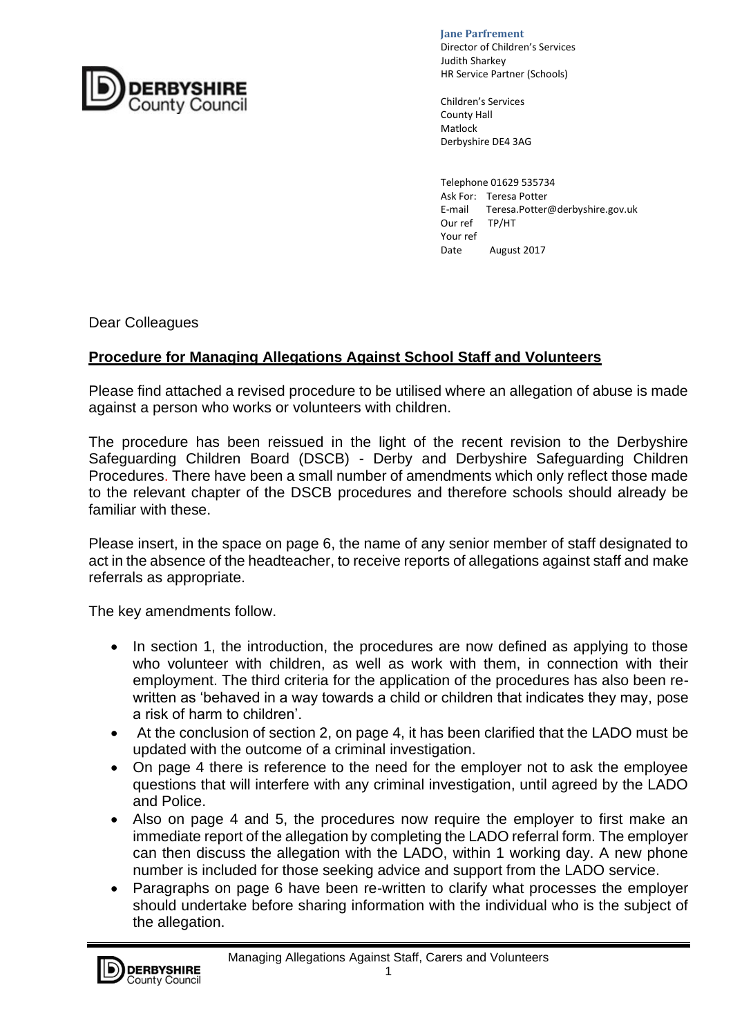**Jane Parfrement**
Director of Children's Services
Judith Sharkey
HR Service Partner (Schools)

Children's Services
County Hall
Matlock
Derbyshire DE4 3AG

Telephone 01629 535734
Ask For: Teresa Potter
E-mail Teresa.Potter@derbyshire.gov.uk
Our ref TP/HT
Your ref
Date August 2017

Dear Colleagues

**Procedure for Managing Allegations Against School Staff and Volunteers**

Please find attached a revised procedure to be utilised where an allegation of abuse is made against a person who works or volunteers with children.

The procedure has been reissued in the light of the recent revision to the Derbyshire Safeguarding Children Board (DSCB) - Derby and Derbyshire Safeguarding Children Procedures. There have been a small number of amendments which only reflect those made to the relevant chapter of the DSCB procedures and therefore schools should already be familiar with these.

Please insert, in the space on page 6, the name of any senior member of staff designated to act in the absence of the headteacher, to receive reports of allegations against staff and make referrals as appropriate.

The key amendments follow.

- In section 1, the introduction, the procedures are now defined as applying to those who volunteer with children, as well as work with them, in connection with their employment. The third criteria for the application of the procedures has also been re-written as 'behaved in a way towards a child or children that indicates they may, pose a risk of harm to children'.
- At the conclusion of section 2, on page 4, it has been clarified that the LADO must be updated with the outcome of a criminal investigation.
- On page 4 there is reference to the need for the employer not to ask the employee questions that will interfere with any criminal investigation, until agreed by the LADO and Police.
- Also on page 4 and 5, the procedures now require the employer to first make an immediate report of the allegation by completing the LADO referral form. The employer can then discuss the allegation with the LADO, within 1 working day. A new phone number is included for those seeking advice and support from the LADO service.
- Paragraphs on page 6 have been re-written to clarify what processes the employer should undertake before sharing information with the individual who is the subject of the allegation.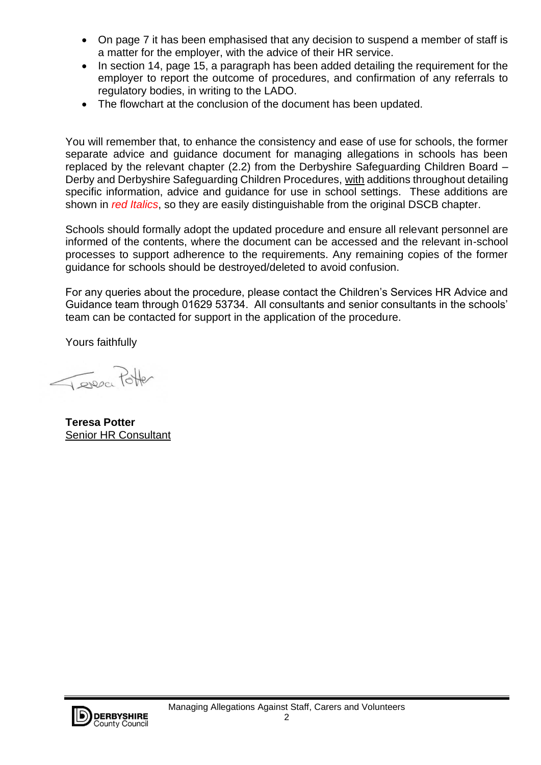- On page 7 it has been emphasised that any decision to suspend a member of staff is a matter for the employer, with the advice of their HR service.
- In section 14, page 15, a paragraph has been added detailing the requirement for the employer to report the outcome of procedures, and confirmation of any referrals to regulatory bodies, in writing to the LADO.
- The flowchart at the conclusion of the document has been updated.

You will remember that, to enhance the consistency and ease of use for schools, the former separate advice and guidance document for managing allegations in schools has been replaced by the relevant chapter (2.2) from the Derbyshire Safeguarding Children Board – Derby and Derbyshire Safeguarding Children Procedures, with additions throughout detailing specific information, advice and guidance for use in school settings. These additions are shown in *red Italics*, so they are easily distinguishable from the original DSCB chapter.

Schools should formally adopt the updated procedure and ensure all relevant personnel are informed of the contents, where the document can be accessed and the relevant in-school processes to support adherence to the requirements. Any remaining copies of the former guidance for schools should be destroyed/deleted to avoid confusion.

For any queries about the procedure, please contact the Children's Services HR Advice and Guidance team through 01629 53734. All consultants and senior consultants in the schools' team can be contacted for support in the application of the procedure.

Yours faithfully

Teresa Potter

**Teresa Potter**
Senior HR Consultant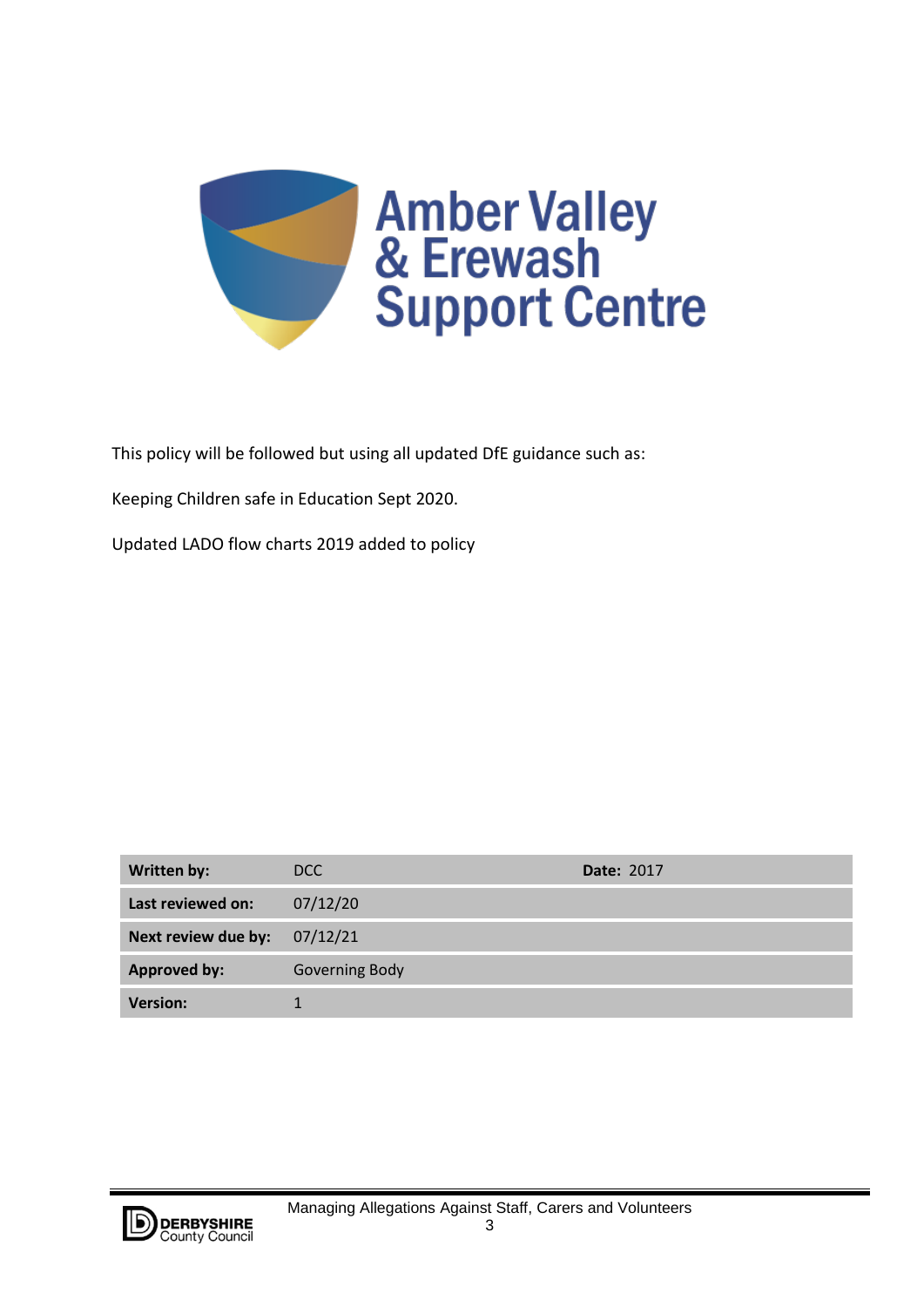Amber Valley & Erewash Support Centre

This policy will be followed but using all updated DfE guidance such as:

Keeping Children safe in Education Sept 2020.

Updated LADO flow charts 2019 added to policy

| | | |
|---|---|---|
| **Written by:** | DCC | **Date:** 2017 |
| **Last reviewed on:** | 07/12/20 | |
| **Next review due by:** | 07/12/21 | |
| **Approved by:** | Governing Body | |
| **Version:** | 1 | |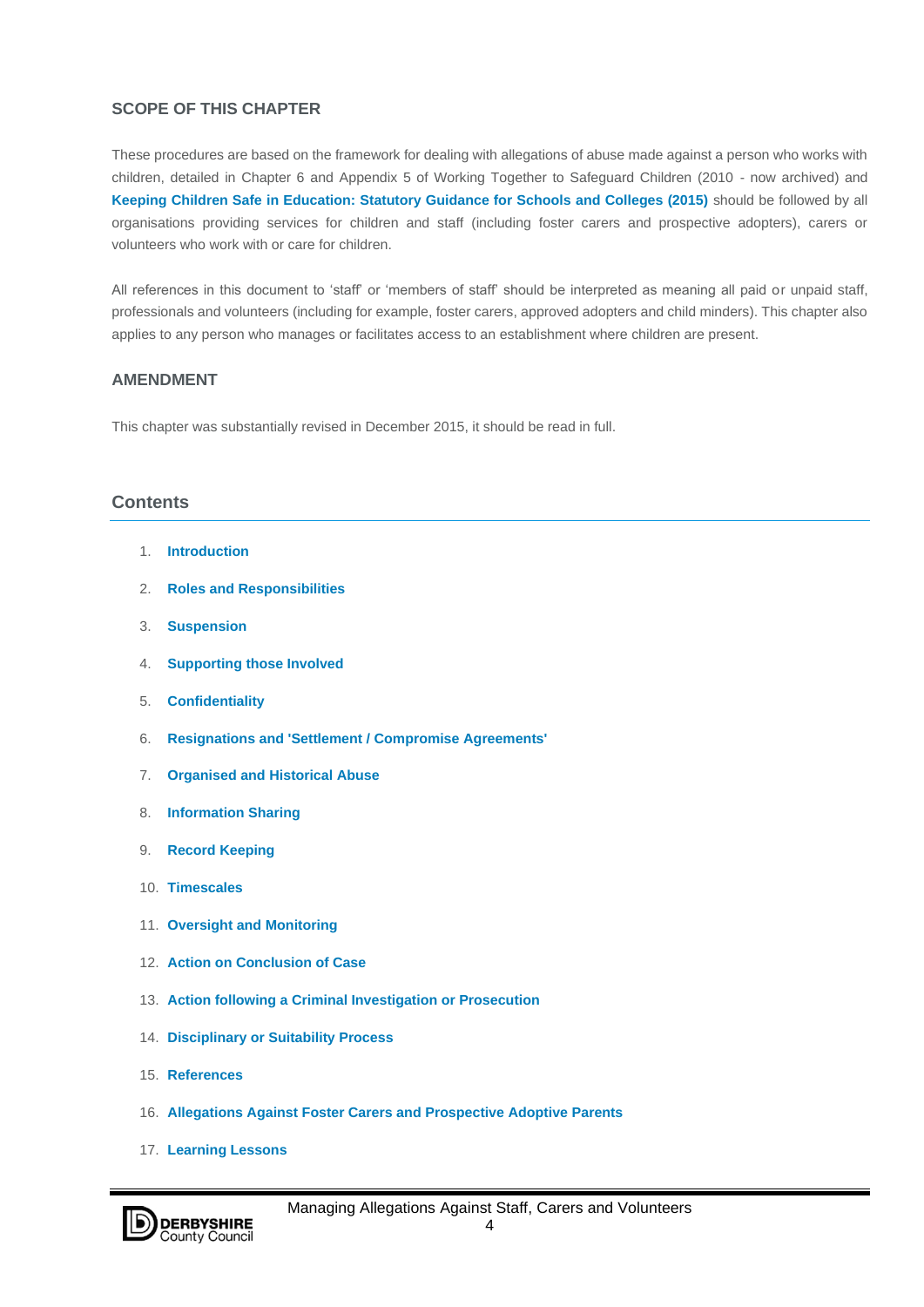## SCOPE OF THIS CHAPTER

These procedures are based on the framework for dealing with allegations of abuse made against a person who works with children, detailed in Chapter 6 and Appendix 5 of Working Together to Safeguard Children (2010 - now archived) and **Keeping Children Safe in Education: Statutory Guidance for Schools and Colleges (2015)** should be followed by all organisations providing services for children and staff (including foster carers and prospective adopters), carers or volunteers who work with or care for children.

All references in this document to 'staff' or 'members of staff' should be interpreted as meaning all paid or unpaid staff, professionals and volunteers (including for example, foster carers, approved adopters and child minders). This chapter also applies to any person who manages or facilitates access to an establishment where children are present.

## AMENDMENT

This chapter was substantially revised in December 2015, it should be read in full.

## Contents

1. **Introduction**
2. **Roles and Responsibilities**
3. **Suspension**
4. **Supporting those Involved**
5. **Confidentiality**
6. **Resignations and 'Settlement / Compromise Agreements'**
7. **Organised and Historical Abuse**
8. **Information Sharing**
9. **Record Keeping**
10. **Timescales**
11. **Oversight and Monitoring**
12. **Action on Conclusion of Case**
13. **Action following a Criminal Investigation or Prosecution**
14. **Disciplinary or Suitability Process**
15. **References**
16. **Allegations Against Foster Carers and Prospective Adoptive Parents**
17. **Learning Lessons**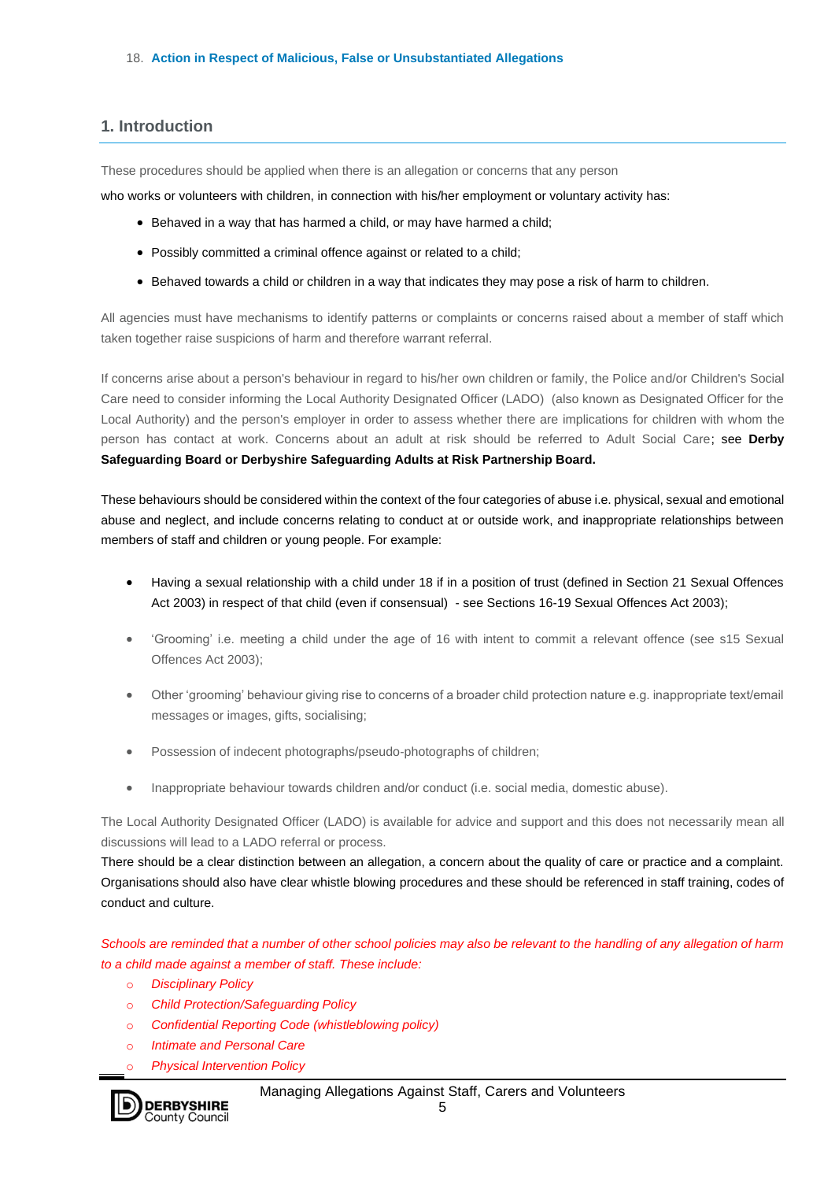18. **Action in Respect of Malicious, False or Unsubstantiated Allegations**

## 1. Introduction

These procedures should be applied when there is an allegation or concerns that any person who works or volunteers with children, in connection with his/her employment or voluntary activity has:

- Behaved in a way that has harmed a child, or may have harmed a child;
- Possibly committed a criminal offence against or related to a child;
- Behaved towards a child or children in a way that indicates they may pose a risk of harm to children.

All agencies must have mechanisms to identify patterns or complaints or concerns raised about a member of staff which taken together raise suspicions of harm and therefore warrant referral.

If concerns arise about a person's behaviour in regard to his/her own children or family, the Police and/or Children's Social Care need to consider informing the Local Authority Designated Officer (LADO) (also known as Designated Officer for the Local Authority) and the person's employer in order to assess whether there are implications for children with whom the person has contact at work. Concerns about an adult at risk should be referred to Adult Social Care; see **Derby Safeguarding Board or Derbyshire Safeguarding Adults at Risk Partnership Board.**

These behaviours should be considered within the context of the four categories of abuse i.e. physical, sexual and emotional abuse and neglect, and include concerns relating to conduct at or outside work, and inappropriate relationships between members of staff and children or young people. For example:

- Having a sexual relationship with a child under 18 if in a position of trust (defined in Section 21 Sexual Offences Act 2003) in respect of that child (even if consensual) - see Sections 16-19 Sexual Offences Act 2003);
- 'Grooming' i.e. meeting a child under the age of 16 with intent to commit a relevant offence (see s15 Sexual Offences Act 2003);
- Other 'grooming' behaviour giving rise to concerns of a broader child protection nature e.g. inappropriate text/email messages or images, gifts, socialising;
- Possession of indecent photographs/pseudo-photographs of children;
- Inappropriate behaviour towards children and/or conduct (i.e. social media, domestic abuse).

The Local Authority Designated Officer (LADO) is available for advice and support and this does not necessarily mean all discussions will lead to a LADO referral or process.

There should be a clear distinction between an allegation, a concern about the quality of care or practice and a complaint. Organisations should also have clear whistle blowing procedures and these should be referenced in staff training, codes of conduct and culture.

*Schools are reminded that a number of other school policies may also be relevant to the handling of any allegation of harm to a child made against a member of staff. These include:*

- *Disciplinary Policy*
- *Child Protection/Safeguarding Policy*
- *Confidential Reporting Code (whistleblowing policy)*
- *Intimate and Personal Care*
- *Physical Intervention Policy*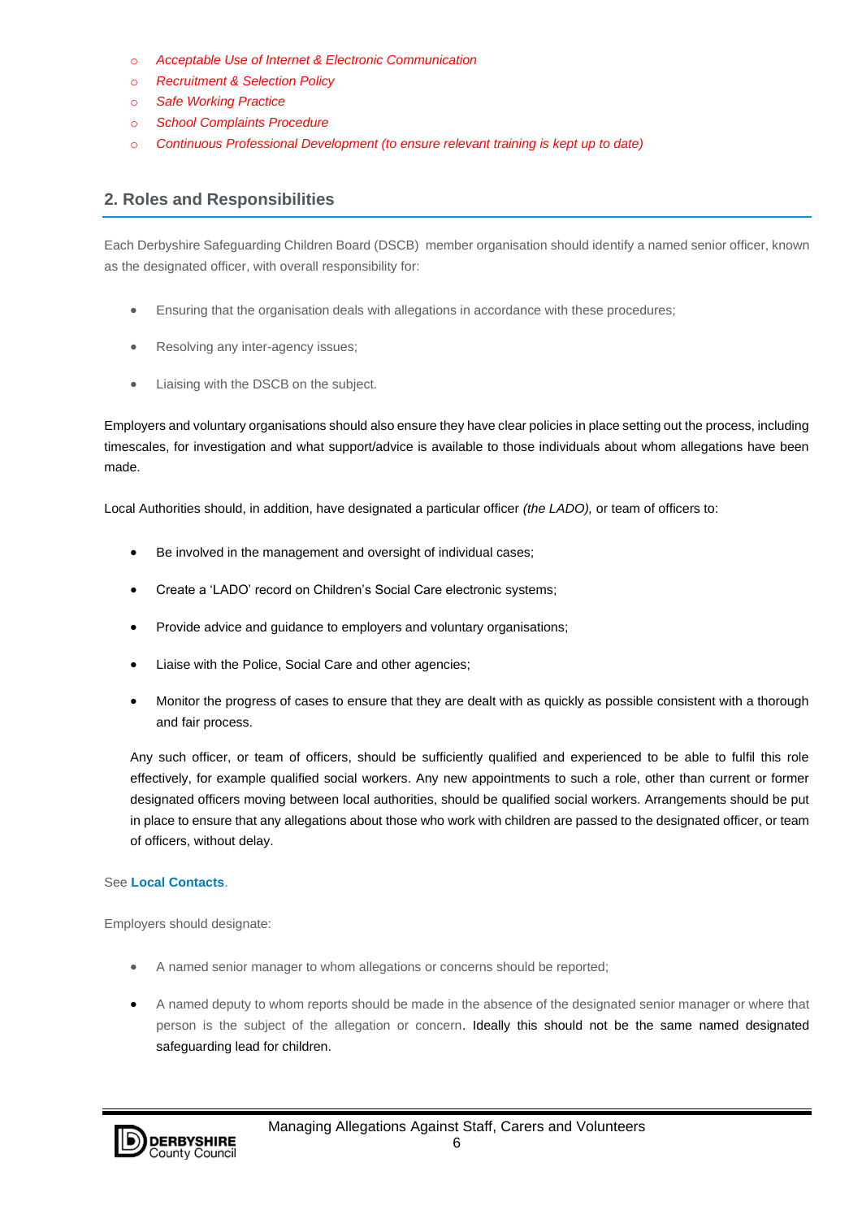- *Acceptable Use of Internet & Electronic Communication*
- *Recruitment & Selection Policy*
- *Safe Working Practice*
- *School Complaints Procedure*
- *Continuous Professional Development (to ensure relevant training is kept up to date)*

## 2. Roles and Responsibilities

Each Derbyshire Safeguarding Children Board (DSCB) member organisation should identify a named senior officer, known as the designated officer, with overall responsibility for:

- Ensuring that the organisation deals with allegations in accordance with these procedures;
- Resolving any inter-agency issues;
- Liaising with the DSCB on the subject.

Employers and voluntary organisations should also ensure they have clear policies in place setting out the process, including timescales, for investigation and what support/advice is available to those individuals about whom allegations have been made.

Local Authorities should, in addition, have designated a particular officer *(the LADO),* or team of officers to:

- Be involved in the management and oversight of individual cases;
- Create a 'LADO' record on Children's Social Care electronic systems;
- Provide advice and guidance to employers and voluntary organisations;
- Liaise with the Police, Social Care and other agencies;
- Monitor the progress of cases to ensure that they are dealt with as quickly as possible consistent with a thorough and fair process.

Any such officer, or team of officers, should be sufficiently qualified and experienced to be able to fulfil this role effectively, for example qualified social workers. Any new appointments to such a role, other than current or former designated officers moving between local authorities, should be qualified social workers. Arrangements should be put in place to ensure that any allegations about those who work with children are passed to the designated officer, or team of officers, without delay.

See **Local Contacts**.

Employers should designate:

- A named senior manager to whom allegations or concerns should be reported;
- A named deputy to whom reports should be made in the absence of the designated senior manager or where that person is the subject of the allegation or concern. Ideally this should not be the same named designated safeguarding lead for children.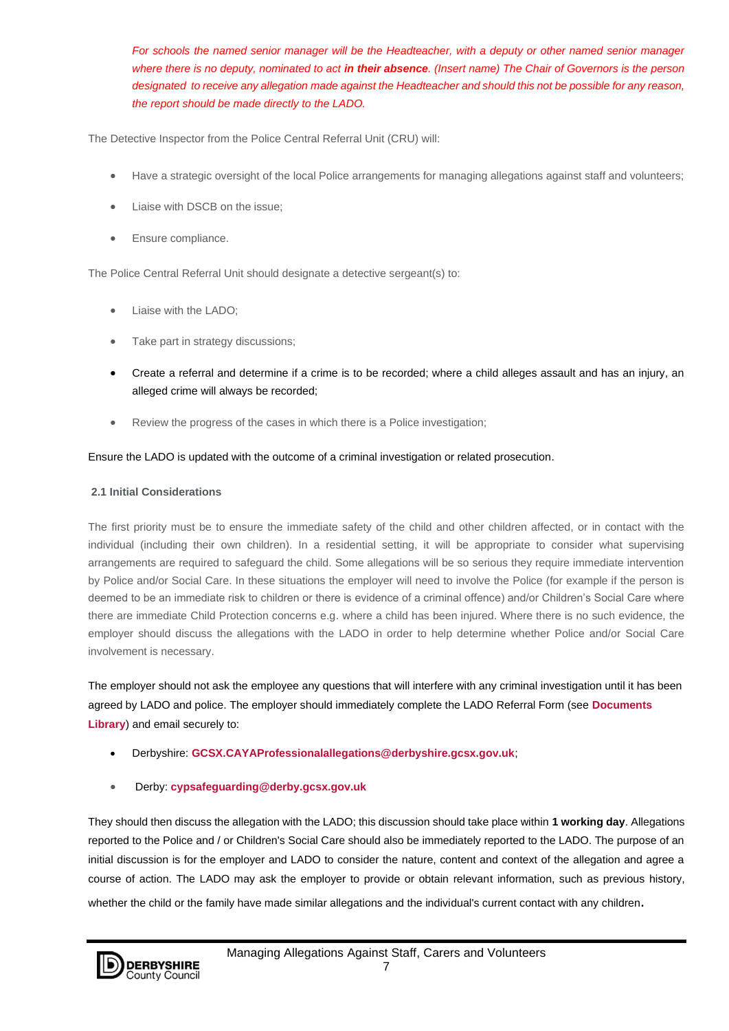*For schools the named senior manager will be the Headteacher, with a deputy or other named senior manager where there is no deputy, nominated to act **in their absence**. (Insert name) The Chair of Governors is the person designated to receive any allegation made against the Headteacher and should this not be possible for any reason, the report should be made directly to the LADO.*

The Detective Inspector from the Police Central Referral Unit (CRU) will:

- Have a strategic oversight of the local Police arrangements for managing allegations against staff and volunteers;
- Liaise with DSCB on the issue;
- Ensure compliance.

The Police Central Referral Unit should designate a detective sergeant(s) to:

- Liaise with the LADO;
- Take part in strategy discussions;
- Create a referral and determine if a crime is to be recorded; where a child alleges assault and has an injury, an alleged crime will always be recorded;
- Review the progress of the cases in which there is a Police investigation;

Ensure the LADO is updated with the outcome of a criminal investigation or related prosecution.

### 2.1 Initial Considerations

The first priority must be to ensure the immediate safety of the child and other children affected, or in contact with the individual (including their own children). In a residential setting, it will be appropriate to consider what supervising arrangements are required to safeguard the child. Some allegations will be so serious they require immediate intervention by Police and/or Social Care. In these situations the employer will need to involve the Police (for example if the person is deemed to be an immediate risk to children or there is evidence of a criminal offence) and/or Children's Social Care where there are immediate Child Protection concerns e.g. where a child has been injured. Where there is no such evidence, the employer should discuss the allegations with the LADO in order to help determine whether Police and/or Social Care involvement is necessary.

The employer should not ask the employee any questions that will interfere with any criminal investigation until it has been agreed by LADO and police. The employer should immediately complete the LADO Referral Form (see **Documents Library**) and email securely to:

- Derbyshire: **GCSX.CAYAProfessionalallegations@derbyshire.gcsx.gov.uk**;
- Derby: **cypsafeguarding@derby.gcsx.gov.uk**

They should then discuss the allegation with the LADO; this discussion should take place within **1 working day**. Allegations reported to the Police and / or Children's Social Care should also be immediately reported to the LADO. The purpose of an initial discussion is for the employer and LADO to consider the nature, content and context of the allegation and agree a course of action. The LADO may ask the employer to provide or obtain relevant information, such as previous history, whether the child or the family have made similar allegations and the individual's current contact with any children.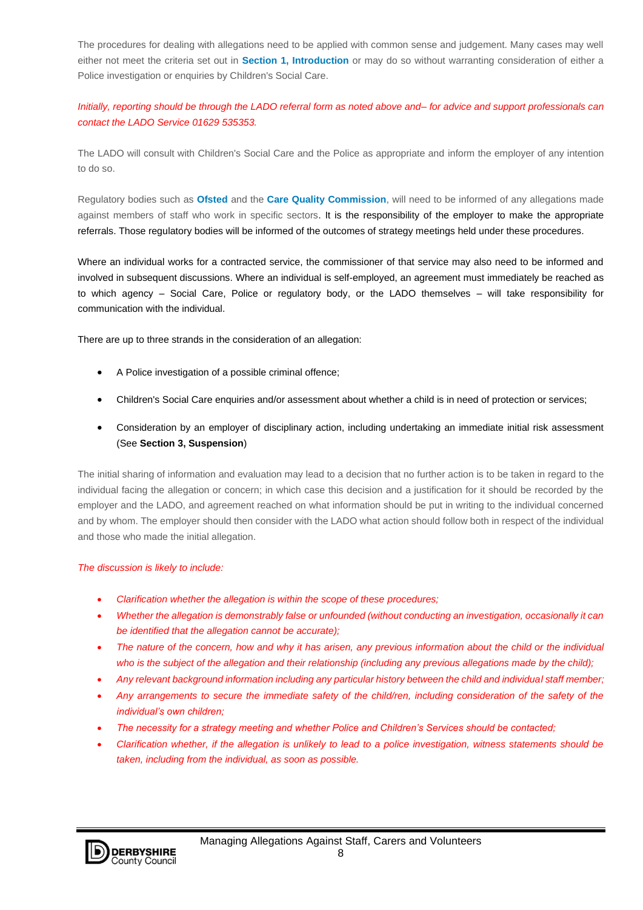The procedures for dealing with allegations need to be applied with common sense and judgement. Many cases may well either not meet the criteria set out in **Section 1, Introduction** or may do so without warranting consideration of either a Police investigation or enquiries by Children's Social Care.

*Initially, reporting should be through the LADO referral form as noted above and– for advice and support professionals can contact the LADO Service 01629 535353.*

The LADO will consult with Children's Social Care and the Police as appropriate and inform the employer of any intention to do so.

Regulatory bodies such as **Ofsted** and the **Care Quality Commission**, will need to be informed of any allegations made against members of staff who work in specific sectors. It is the responsibility of the employer to make the appropriate referrals. Those regulatory bodies will be informed of the outcomes of strategy meetings held under these procedures.

Where an individual works for a contracted service, the commissioner of that service may also need to be informed and involved in subsequent discussions. Where an individual is self-employed, an agreement must immediately be reached as to which agency – Social Care, Police or regulatory body, or the LADO themselves – will take responsibility for communication with the individual.

There are up to three strands in the consideration of an allegation:

- A Police investigation of a possible criminal offence;
- Children's Social Care enquiries and/or assessment about whether a child is in need of protection or services;
- Consideration by an employer of disciplinary action, including undertaking an immediate initial risk assessment (See **Section 3, Suspension**)

The initial sharing of information and evaluation may lead to a decision that no further action is to be taken in regard to the individual facing the allegation or concern; in which case this decision and a justification for it should be recorded by the employer and the LADO, and agreement reached on what information should be put in writing to the individual concerned and by whom. The employer should then consider with the LADO what action should follow both in respect of the individual and those who made the initial allegation.

*The discussion is likely to include:*

- *Clarification whether the allegation is within the scope of these procedures;*
- *Whether the allegation is demonstrably false or unfounded (without conducting an investigation, occasionally it can be identified that the allegation cannot be accurate);*
- *The nature of the concern, how and why it has arisen, any previous information about the child or the individual who is the subject of the allegation and their relationship (including any previous allegations made by the child);*
- *Any relevant background information including any particular history between the child and individual staff member;*
- *Any arrangements to secure the immediate safety of the child/ren, including consideration of the safety of the individual's own children;*
- *The necessity for a strategy meeting and whether Police and Children's Services should be contacted;*
- *Clarification whether, if the allegation is unlikely to lead to a police investigation, witness statements should be taken, including from the individual, as soon as possible.*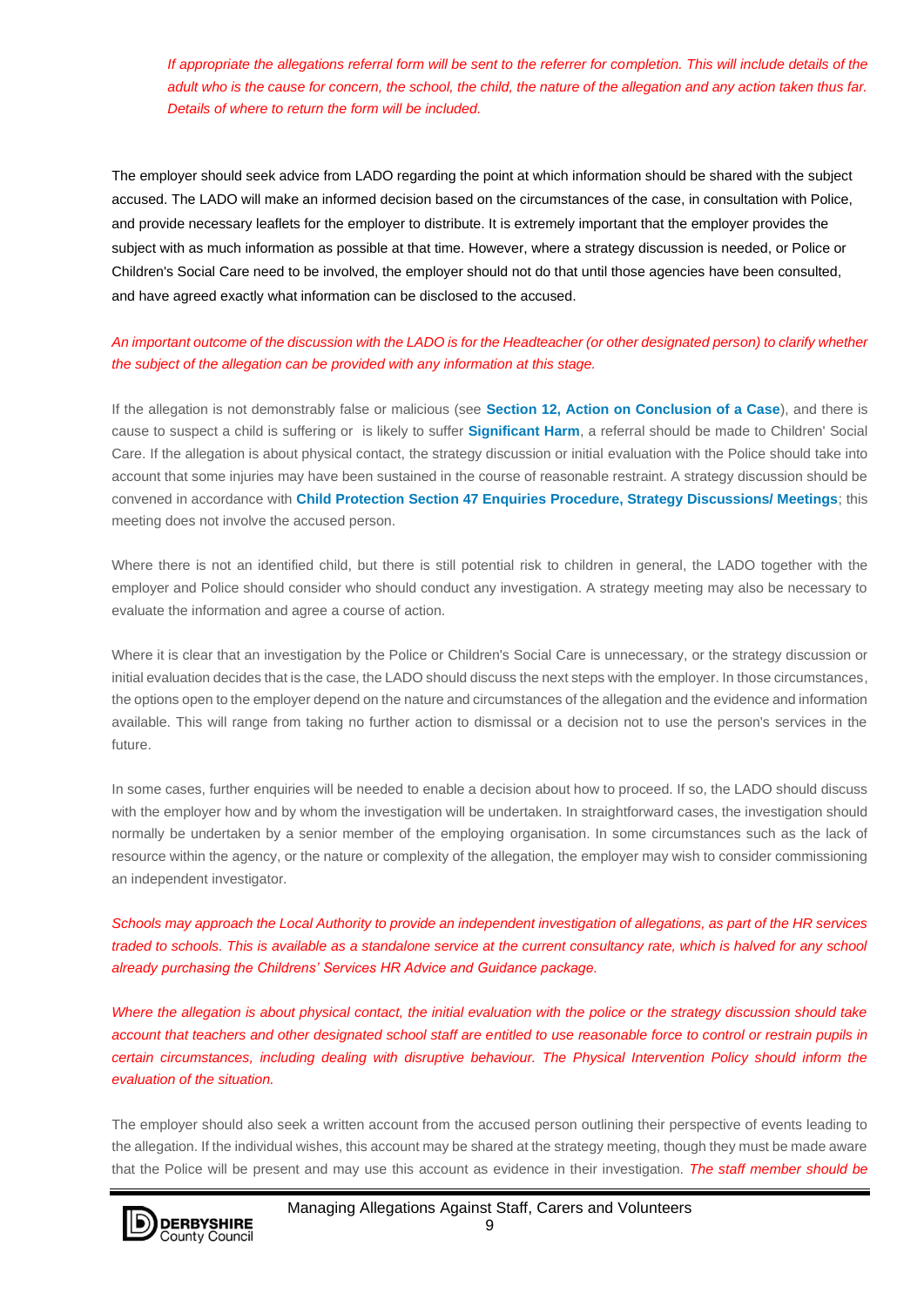*If appropriate the allegations referral form will be sent to the referrer for completion. This will include details of the adult who is the cause for concern, the school, the child, the nature of the allegation and any action taken thus far. Details of where to return the form will be included.*

The employer should seek advice from LADO regarding the point at which information should be shared with the subject accused. The LADO will make an informed decision based on the circumstances of the case, in consultation with Police, and provide necessary leaflets for the employer to distribute. It is extremely important that the employer provides the subject with as much information as possible at that time. However, where a strategy discussion is needed, or Police or Children's Social Care need to be involved, the employer should not do that until those agencies have been consulted, and have agreed exactly what information can be disclosed to the accused.

*An important outcome of the discussion with the LADO is for the Headteacher (or other designated person) to clarify whether the subject of the allegation can be provided with any information at this stage.*

If the allegation is not demonstrably false or malicious (see **Section 12, Action on Conclusion of a Case**), and there is cause to suspect a child is suffering or is likely to suffer **Significant Harm**, a referral should be made to Children' Social Care. If the allegation is about physical contact, the strategy discussion or initial evaluation with the Police should take into account that some injuries may have been sustained in the course of reasonable restraint. A strategy discussion should be convened in accordance with **Child Protection Section 47 Enquiries Procedure, Strategy Discussions/ Meetings**; this meeting does not involve the accused person.

Where there is not an identified child, but there is still potential risk to children in general, the LADO together with the employer and Police should consider who should conduct any investigation. A strategy meeting may also be necessary to evaluate the information and agree a course of action.

Where it is clear that an investigation by the Police or Children's Social Care is unnecessary, or the strategy discussion or initial evaluation decides that is the case, the LADO should discuss the next steps with the employer. In those circumstances, the options open to the employer depend on the nature and circumstances of the allegation and the evidence and information available. This will range from taking no further action to dismissal or a decision not to use the person's services in the future.

In some cases, further enquiries will be needed to enable a decision about how to proceed. If so, the LADO should discuss with the employer how and by whom the investigation will be undertaken. In straightforward cases, the investigation should normally be undertaken by a senior member of the employing organisation. In some circumstances such as the lack of resource within the agency, or the nature or complexity of the allegation, the employer may wish to consider commissioning an independent investigator.

*Schools may approach the Local Authority to provide an independent investigation of allegations, as part of the HR services traded to schools. This is available as a standalone service at the current consultancy rate, which is halved for any school already purchasing the Childrens' Services HR Advice and Guidance package.*

*Where the allegation is about physical contact, the initial evaluation with the police or the strategy discussion should take account that teachers and other designated school staff are entitled to use reasonable force to control or restrain pupils in certain circumstances, including dealing with disruptive behaviour. The Physical Intervention Policy should inform the evaluation of the situation.*

The employer should also seek a written account from the accused person outlining their perspective of events leading to the allegation. If the individual wishes, this account may be shared at the strategy meeting, though they must be made aware that the Police will be present and may use this account as evidence in their investigation. *The staff member should be*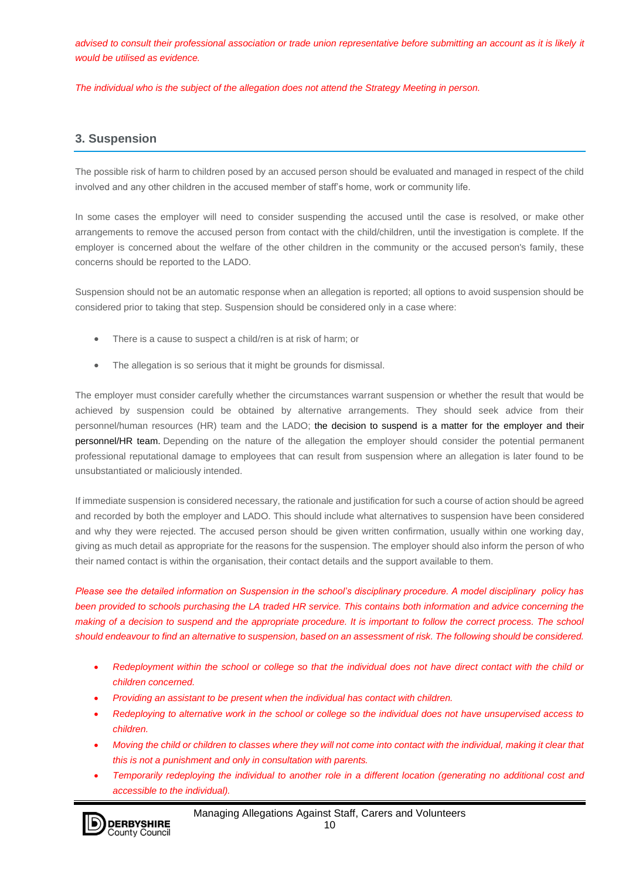*advised to consult their professional association or trade union representative before submitting an account as it is likely it would be utilised as evidence.*

*The individual who is the subject of the allegation does not attend the Strategy Meeting in person.*

## 3. Suspension

The possible risk of harm to children posed by an accused person should be evaluated and managed in respect of the child involved and any other children in the accused member of staff's home, work or community life.

In some cases the employer will need to consider suspending the accused until the case is resolved, or make other arrangements to remove the accused person from contact with the child/children, until the investigation is complete. If the employer is concerned about the welfare of the other children in the community or the accused person's family, these concerns should be reported to the LADO.

Suspension should not be an automatic response when an allegation is reported; all options to avoid suspension should be considered prior to taking that step. Suspension should be considered only in a case where:

- There is a cause to suspect a child/ren is at risk of harm; or
- The allegation is so serious that it might be grounds for dismissal.

The employer must consider carefully whether the circumstances warrant suspension or whether the result that would be achieved by suspension could be obtained by alternative arrangements. They should seek advice from their personnel/human resources (HR) team and the LADO; the decision to suspend is a matter for the employer and their personnel/HR team. Depending on the nature of the allegation the employer should consider the potential permanent professional reputational damage to employees that can result from suspension where an allegation is later found to be unsubstantiated or maliciously intended.

If immediate suspension is considered necessary, the rationale and justification for such a course of action should be agreed and recorded by both the employer and LADO. This should include what alternatives to suspension have been considered and why they were rejected. The accused person should be given written confirmation, usually within one working day, giving as much detail as appropriate for the reasons for the suspension. The employer should also inform the person of who their named contact is within the organisation, their contact details and the support available to them.

*Please see the detailed information on Suspension in the school's disciplinary procedure. A model disciplinary policy has been provided to schools purchasing the LA traded HR service. This contains both information and advice concerning the making of a decision to suspend and the appropriate procedure. It is important to follow the correct process. The school should endeavour to find an alternative to suspension, based on an assessment of risk. The following should be considered.*

- *Redeployment within the school or college so that the individual does not have direct contact with the child or children concerned.*
- *Providing an assistant to be present when the individual has contact with children.*
- *Redeploying to alternative work in the school or college so the individual does not have unsupervised access to children.*
- *Moving the child or children to classes where they will not come into contact with the individual, making it clear that this is not a punishment and only in consultation with parents.*
- *Temporarily redeploying the individual to another role in a different location (generating no additional cost and accessible to the individual).*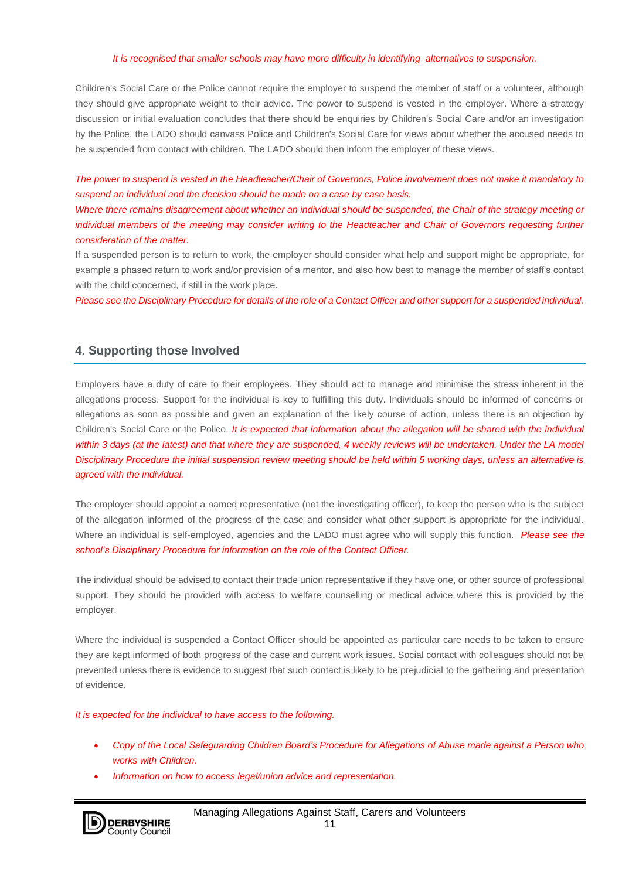*It is recognised that smaller schools may have more difficulty in identifying  alternatives to suspension.*

Children's Social Care or the Police cannot require the employer to suspend the member of staff or a volunteer, although they should give appropriate weight to their advice. The power to suspend is vested in the employer. Where a strategy discussion or initial evaluation concludes that there should be enquiries by Children's Social Care and/or an investigation by the Police, the LADO should canvass Police and Children's Social Care for views about whether the accused needs to be suspended from contact with children. The LADO should then inform the employer of these views.

*The power to suspend is vested in the Headteacher/Chair of Governors, Police involvement does not make it mandatory to suspend an individual and the decision should be made on a case by case basis.*

*Where there remains disagreement about whether an individual should be suspended, the Chair of the strategy meeting or individual members of the meeting may consider writing to the Headteacher and Chair of Governors requesting further consideration of the matter.*

If a suspended person is to return to work, the employer should consider what help and support might be appropriate, for example a phased return to work and/or provision of a mentor, and also how best to manage the member of staff's contact with the child concerned, if still in the work place.

*Please see the Disciplinary Procedure for details of the role of a Contact Officer and other support for a suspended individual.*

## 4. Supporting those Involved

Employers have a duty of care to their employees. They should act to manage and minimise the stress inherent in the allegations process. Support for the individual is key to fulfilling this duty. Individuals should be informed of concerns or allegations as soon as possible and given an explanation of the likely course of action, unless there is an objection by Children's Social Care or the Police. *It is expected that information about the allegation will be shared with the individual within 3 days (at the latest) and that where they are suspended, 4 weekly reviews will be undertaken. Under the LA model Disciplinary Procedure the initial suspension review meeting should be held within 5 working days, unless an alternative is agreed with the individual.*

The employer should appoint a named representative (not the investigating officer), to keep the person who is the subject of the allegation informed of the progress of the case and consider what other support is appropriate for the individual. Where an individual is self-employed, agencies and the LADO must agree who will supply this function. *Please see the school's Disciplinary Procedure for information on the role of the Contact Officer.*

The individual should be advised to contact their trade union representative if they have one, or other source of professional support. They should be provided with access to welfare counselling or medical advice where this is provided by the employer.

Where the individual is suspended a Contact Officer should be appointed as particular care needs to be taken to ensure they are kept informed of both progress of the case and current work issues. Social contact with colleagues should not be prevented unless there is evidence to suggest that such contact is likely to be prejudicial to the gathering and presentation of evidence.

*It is expected for the individual to have access to the following.*

- *Copy of the Local Safeguarding Children Board's Procedure for Allegations of Abuse made against a Person who works with Children.*
- *Information on how to access legal/union advice and representation.*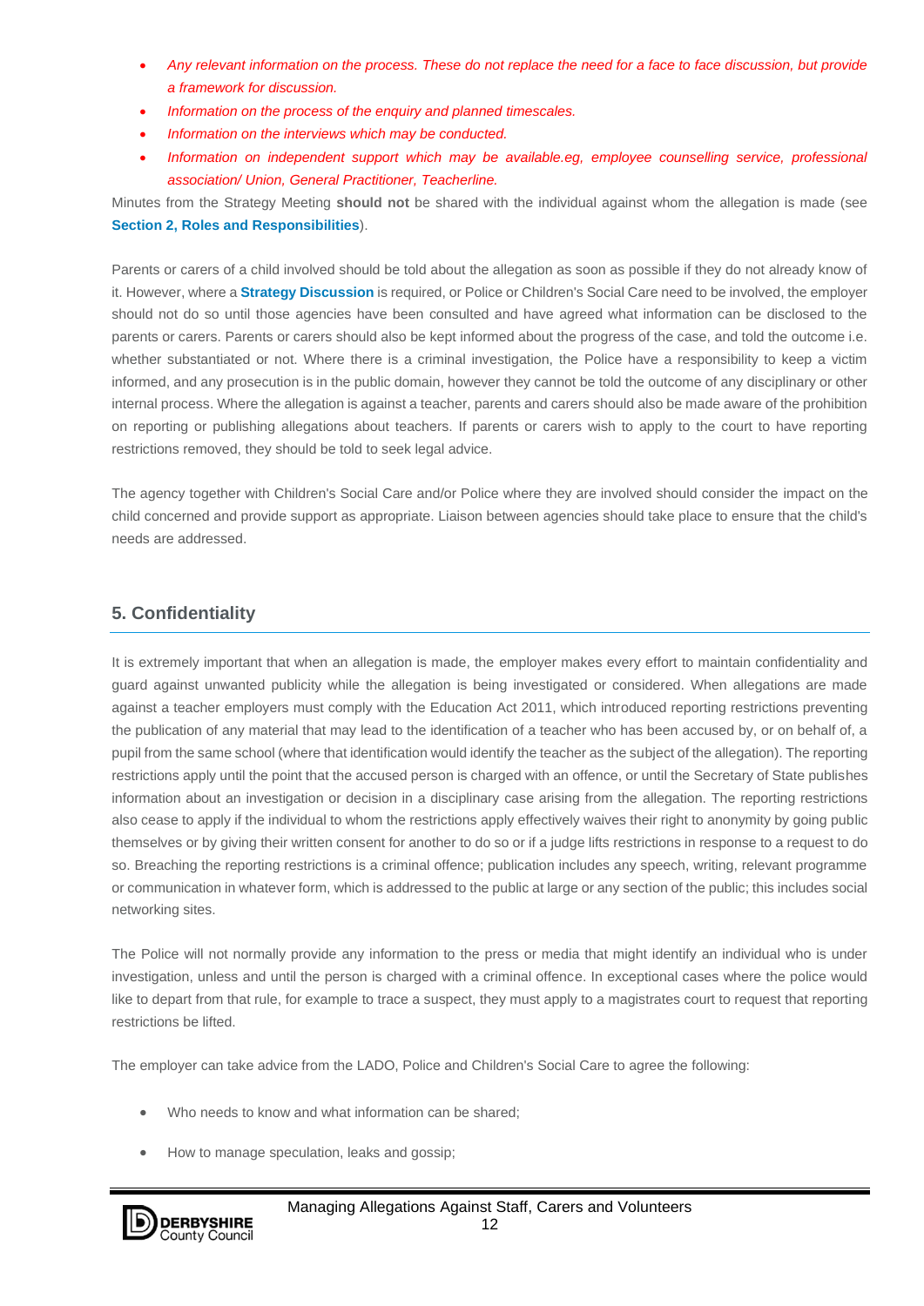- *Any relevant information on the process. These do not replace the need for a face to face discussion, but provide a framework for discussion.*
- *Information on the process of the enquiry and planned timescales.*
- *Information on the interviews which may be conducted.*
- *Information on independent support which may be available.eg, employee counselling service, professional association/ Union, General Practitioner, Teacherline.*

Minutes from the Strategy Meeting **should not** be shared with the individual against whom the allegation is made (see **Section 2, Roles and Responsibilities**).

Parents or carers of a child involved should be told about the allegation as soon as possible if they do not already know of it. However, where a **Strategy Discussion** is required, or Police or Children's Social Care need to be involved, the employer should not do so until those agencies have been consulted and have agreed what information can be disclosed to the parents or carers. Parents or carers should also be kept informed about the progress of the case, and told the outcome i.e. whether substantiated or not. Where there is a criminal investigation, the Police have a responsibility to keep a victim informed, and any prosecution is in the public domain, however they cannot be told the outcome of any disciplinary or other internal process. Where the allegation is against a teacher, parents and carers should also be made aware of the prohibition on reporting or publishing allegations about teachers. If parents or carers wish to apply to the court to have reporting restrictions removed, they should be told to seek legal advice.

The agency together with Children's Social Care and/or Police where they are involved should consider the impact on the child concerned and provide support as appropriate. Liaison between agencies should take place to ensure that the child's needs are addressed.

## 5. Confidentiality

It is extremely important that when an allegation is made, the employer makes every effort to maintain confidentiality and guard against unwanted publicity while the allegation is being investigated or considered. When allegations are made against a teacher employers must comply with the Education Act 2011, which introduced reporting restrictions preventing the publication of any material that may lead to the identification of a teacher who has been accused by, or on behalf of, a pupil from the same school (where that identification would identify the teacher as the subject of the allegation). The reporting restrictions apply until the point that the accused person is charged with an offence, or until the Secretary of State publishes information about an investigation or decision in a disciplinary case arising from the allegation. The reporting restrictions also cease to apply if the individual to whom the restrictions apply effectively waives their right to anonymity by going public themselves or by giving their written consent for another to do so or if a judge lifts restrictions in response to a request to do so. Breaching the reporting restrictions is a criminal offence; publication includes any speech, writing, relevant programme or communication in whatever form, which is addressed to the public at large or any section of the public; this includes social networking sites.

The Police will not normally provide any information to the press or media that might identify an individual who is under investigation, unless and until the person is charged with a criminal offence. In exceptional cases where the police would like to depart from that rule, for example to trace a suspect, they must apply to a magistrates court to request that reporting restrictions be lifted.

The employer can take advice from the LADO, Police and Children's Social Care to agree the following:

- Who needs to know and what information can be shared;
- How to manage speculation, leaks and gossip;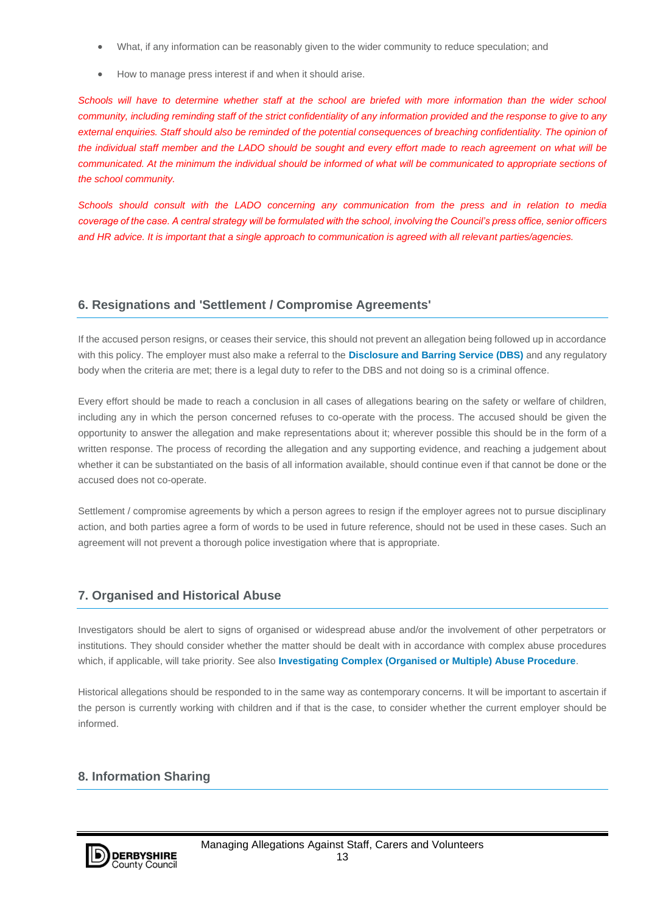- What, if any information can be reasonably given to the wider community to reduce speculation; and
- How to manage press interest if and when it should arise.

*Schools will have to determine whether staff at the school are briefed with more information than the wider school community, including reminding staff of the strict confidentiality of any information provided and the response to give to any external enquiries. Staff should also be reminded of the potential consequences of breaching confidentiality. The opinion of the individual staff member and the LADO should be sought and every effort made to reach agreement on what will be communicated. At the minimum the individual should be informed of what will be communicated to appropriate sections of the school community.*

*Schools should consult with the LADO concerning any communication from the press and in relation to media coverage of the case. A central strategy will be formulated with the school, involving the Council's press office, senior officers and HR advice. It is important that a single approach to communication is agreed with all relevant parties/agencies.*

## 6. Resignations and 'Settlement / Compromise Agreements'

If the accused person resigns, or ceases their service, this should not prevent an allegation being followed up in accordance with this policy. The employer must also make a referral to the **Disclosure and Barring Service (DBS)** and any regulatory body when the criteria are met; there is a legal duty to refer to the DBS and not doing so is a criminal offence.

Every effort should be made to reach a conclusion in all cases of allegations bearing on the safety or welfare of children, including any in which the person concerned refuses to co-operate with the process. The accused should be given the opportunity to answer the allegation and make representations about it; wherever possible this should be in the form of a written response. The process of recording the allegation and any supporting evidence, and reaching a judgement about whether it can be substantiated on the basis of all information available, should continue even if that cannot be done or the accused does not co-operate.

Settlement / compromise agreements by which a person agrees to resign if the employer agrees not to pursue disciplinary action, and both parties agree a form of words to be used in future reference, should not be used in these cases. Such an agreement will not prevent a thorough police investigation where that is appropriate.

## 7. Organised and Historical Abuse

Investigators should be alert to signs of organised or widespread abuse and/or the involvement of other perpetrators or institutions. They should consider whether the matter should be dealt with in accordance with complex abuse procedures which, if applicable, will take priority. See also **Investigating Complex (Organised or Multiple) Abuse Procedure**.

Historical allegations should be responded to in the same way as contemporary concerns. It will be important to ascertain if the person is currently working with children and if that is the case, to consider whether the current employer should be informed.

## 8. Information Sharing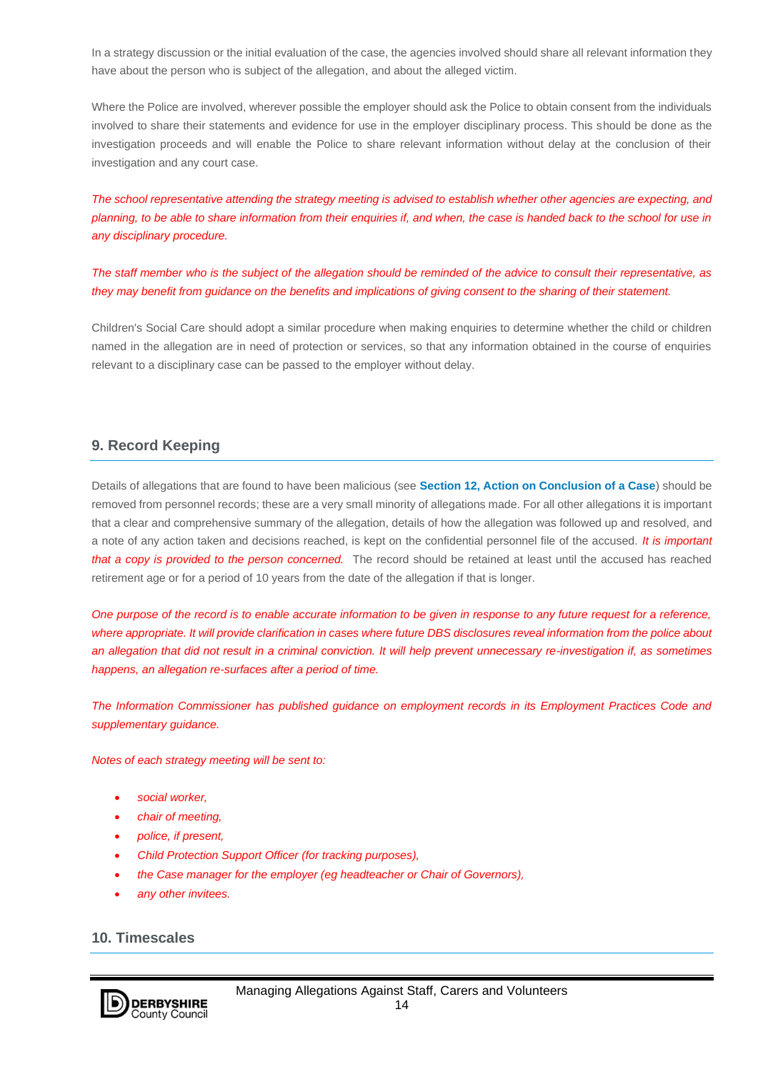In a strategy discussion or the initial evaluation of the case, the agencies involved should share all relevant information they have about the person who is subject of the allegation, and about the alleged victim.

Where the Police are involved, wherever possible the employer should ask the Police to obtain consent from the individuals involved to share their statements and evidence for use in the employer disciplinary process. This should be done as the investigation proceeds and will enable the Police to share relevant information without delay at the conclusion of their investigation and any court case.

*The school representative attending the strategy meeting is advised to establish whether other agencies are expecting, and planning, to be able to share information from their enquiries if, and when, the case is handed back to the school for use in any disciplinary procedure.*

*The staff member who is the subject of the allegation should be reminded of the advice to consult their representative, as they may benefit from guidance on the benefits and implications of giving consent to the sharing of their statement.*

Children's Social Care should adopt a similar procedure when making enquiries to determine whether the child or children named in the allegation are in need of protection or services, so that any information obtained in the course of enquiries relevant to a disciplinary case can be passed to the employer without delay.

## 9. Record Keeping

Details of allegations that are found to have been malicious (see **Section 12, Action on Conclusion of a Case**) should be removed from personnel records; these are a very small minority of allegations made. For all other allegations it is important that a clear and comprehensive summary of the allegation, details of how the allegation was followed up and resolved, and a note of any action taken and decisions reached, is kept on the confidential personnel file of the accused. *It is important that a copy is provided to the person concerned.* The record should be retained at least until the accused has reached retirement age or for a period of 10 years from the date of the allegation if that is longer.

*One purpose of the record is to enable accurate information to be given in response to any future request for a reference, where appropriate. It will provide clarification in cases where future DBS disclosures reveal information from the police about an allegation that did not result in a criminal conviction. It will help prevent unnecessary re-investigation if, as sometimes happens, an allegation re-surfaces after a period of time.*

*The Information Commissioner has published guidance on employment records in its Employment Practices Code and supplementary guidance.*

*Notes of each strategy meeting will be sent to:*

- *social worker,*
- *chair of meeting,*
- *police, if present,*
- *Child Protection Support Officer (for tracking purposes),*
- *the Case manager for the employer (eg headteacher or Chair of Governors),*
- *any other invitees.*

## 10. Timescales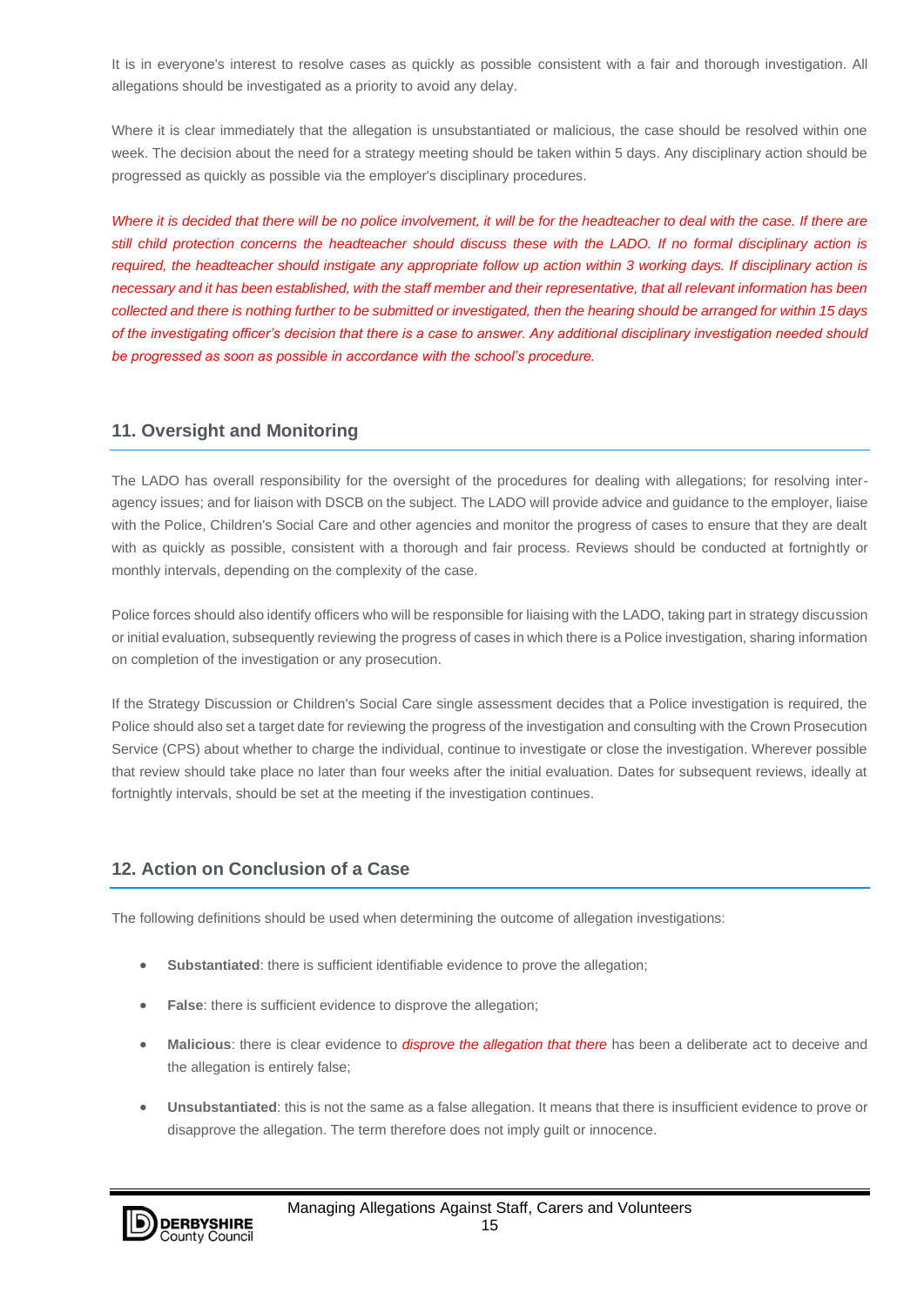It is in everyone's interest to resolve cases as quickly as possible consistent with a fair and thorough investigation. All allegations should be investigated as a priority to avoid any delay.

Where it is clear immediately that the allegation is unsubstantiated or malicious, the case should be resolved within one week. The decision about the need for a strategy meeting should be taken within 5 days. Any disciplinary action should be progressed as quickly as possible via the employer's disciplinary procedures.

*Where it is decided that there will be no police involvement, it will be for the headteacher to deal with the case. If there are still child protection concerns the headteacher should discuss these with the LADO. If no formal disciplinary action is required, the headteacher should instigate any appropriate follow up action within 3 working days. If disciplinary action is necessary and it has been established, with the staff member and their representative, that all relevant information has been collected and there is nothing further to be submitted or investigated, then the hearing should be arranged for within 15 days of the investigating officer's decision that there is a case to answer. Any additional disciplinary investigation needed should be progressed as soon as possible in accordance with the school's procedure.*

## 11. Oversight and Monitoring

The LADO has overall responsibility for the oversight of the procedures for dealing with allegations; for resolving inter-agency issues; and for liaison with DSCB on the subject. The LADO will provide advice and guidance to the employer, liaise with the Police, Children's Social Care and other agencies and monitor the progress of cases to ensure that they are dealt with as quickly as possible, consistent with a thorough and fair process. Reviews should be conducted at fortnightly or monthly intervals, depending on the complexity of the case.

Police forces should also identify officers who will be responsible for liaising with the LADO, taking part in strategy discussion or initial evaluation, subsequently reviewing the progress of cases in which there is a Police investigation, sharing information on completion of the investigation or any prosecution.

If the Strategy Discussion or Children's Social Care single assessment decides that a Police investigation is required, the Police should also set a target date for reviewing the progress of the investigation and consulting with the Crown Prosecution Service (CPS) about whether to charge the individual, continue to investigate or close the investigation. Wherever possible that review should take place no later than four weeks after the initial evaluation. Dates for subsequent reviews, ideally at fortnightly intervals, should be set at the meeting if the investigation continues.

## 12. Action on Conclusion of a Case

The following definitions should be used when determining the outcome of allegation investigations:

- **Substantiated**: there is sufficient identifiable evidence to prove the allegation;
- **False**: there is sufficient evidence to disprove the allegation;
- **Malicious**: there is clear evidence to *disprove the allegation that there* has been a deliberate act to deceive and the allegation is entirely false;
- **Unsubstantiated**: this is not the same as a false allegation. It means that there is insufficient evidence to prove or disapprove the allegation. The term therefore does not imply guilt or innocence.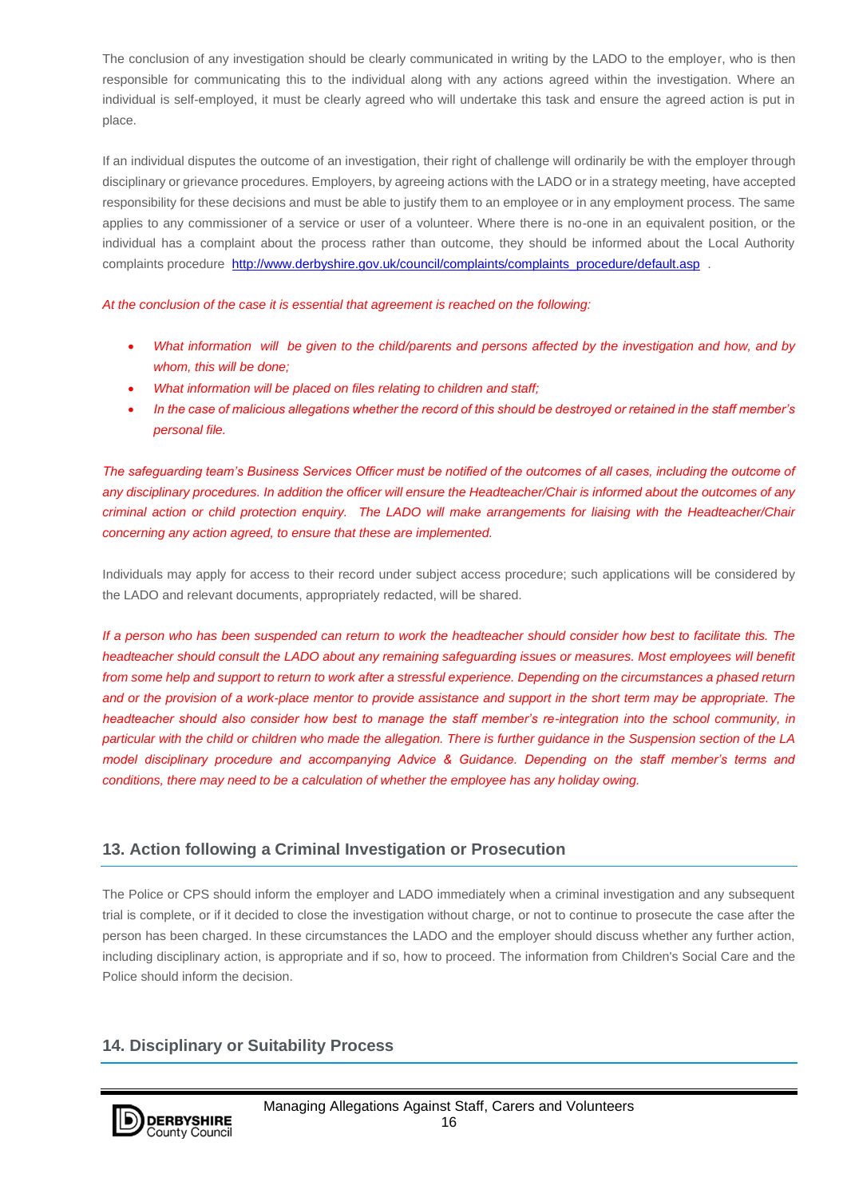The conclusion of any investigation should be clearly communicated in writing by the LADO to the employer, who is then responsible for communicating this to the individual along with any actions agreed within the investigation. Where an individual is self-employed, it must be clearly agreed who will undertake this task and ensure the agreed action is put in place.

If an individual disputes the outcome of an investigation, their right of challenge will ordinarily be with the employer through disciplinary or grievance procedures. Employers, by agreeing actions with the LADO or in a strategy meeting, have accepted responsibility for these decisions and must be able to justify them to an employee or in any employment process. The same applies to any commissioner of a service or user of a volunteer. Where there is no-one in an equivalent position, or the individual has a complaint about the process rather than outcome, they should be informed about the Local Authority complaints procedure [http://www.derbyshire.gov.uk/council/complaints/complaints_procedure/default.asp](http://www.derbyshire.gov.uk/council/complaints/complaints_procedure/default.asp) .

*At the conclusion of the case it is essential that agreement is reached on the following:*

- *What information will be given to the child/parents and persons affected by the investigation and how, and by whom, this will be done;*
- *What information will be placed on files relating to children and staff;*
- *In the case of malicious allegations whether the record of this should be destroyed or retained in the staff member's personal file.*

*The safeguarding team's Business Services Officer must be notified of the outcomes of all cases, including the outcome of any disciplinary procedures. In addition the officer will ensure the Headteacher/Chair is informed about the outcomes of any criminal action or child protection enquiry. The LADO will make arrangements for liaising with the Headteacher/Chair concerning any action agreed, to ensure that these are implemented.*

Individuals may apply for access to their record under subject access procedure; such applications will be considered by the LADO and relevant documents, appropriately redacted, will be shared.

*If a person who has been suspended can return to work the headteacher should consider how best to facilitate this. The headteacher should consult the LADO about any remaining safeguarding issues or measures. Most employees will benefit from some help and support to return to work after a stressful experience. Depending on the circumstances a phased return and or the provision of a work-place mentor to provide assistance and support in the short term may be appropriate. The headteacher should also consider how best to manage the staff member's re-integration into the school community, in particular with the child or children who made the allegation. There is further guidance in the Suspension section of the LA model disciplinary procedure and accompanying Advice & Guidance. Depending on the staff member's terms and conditions, there may need to be a calculation of whether the employee has any holiday owing.*

## 13. Action following a Criminal Investigation or Prosecution

The Police or CPS should inform the employer and LADO immediately when a criminal investigation and any subsequent trial is complete, or if it decided to close the investigation without charge, or not to continue to prosecute the case after the person has been charged. In these circumstances the LADO and the employer should discuss whether any further action, including disciplinary action, is appropriate and if so, how to proceed. The information from Children's Social Care and the Police should inform the decision.

## 14. Disciplinary or Suitability Process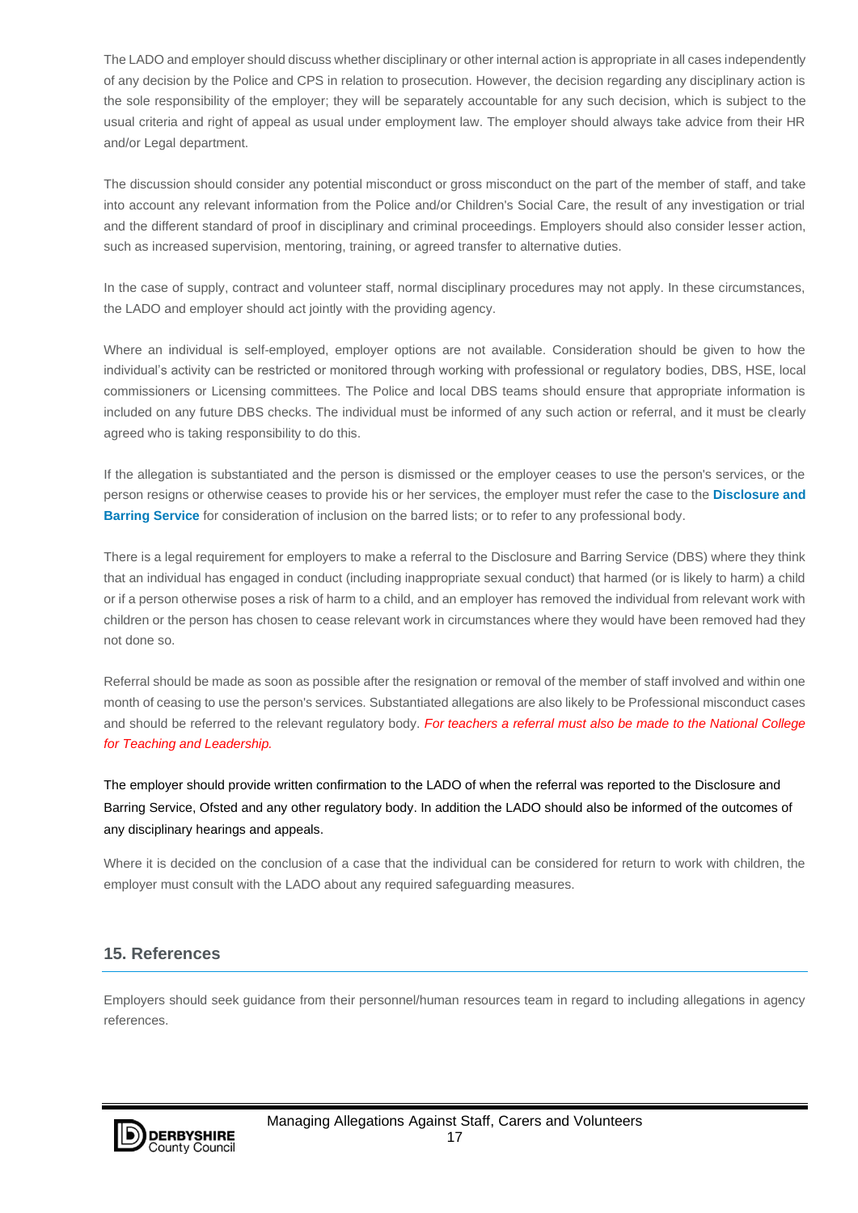The LADO and employer should discuss whether disciplinary or other internal action is appropriate in all cases independently of any decision by the Police and CPS in relation to prosecution. However, the decision regarding any disciplinary action is the sole responsibility of the employer; they will be separately accountable for any such decision, which is subject to the usual criteria and right of appeal as usual under employment law. The employer should always take advice from their HR and/or Legal department.

The discussion should consider any potential misconduct or gross misconduct on the part of the member of staff, and take into account any relevant information from the Police and/or Children's Social Care, the result of any investigation or trial and the different standard of proof in disciplinary and criminal proceedings. Employers should also consider lesser action, such as increased supervision, mentoring, training, or agreed transfer to alternative duties.

In the case of supply, contract and volunteer staff, normal disciplinary procedures may not apply. In these circumstances, the LADO and employer should act jointly with the providing agency.

Where an individual is self-employed, employer options are not available. Consideration should be given to how the individual's activity can be restricted or monitored through working with professional or regulatory bodies, DBS, HSE, local commissioners or Licensing committees. The Police and local DBS teams should ensure that appropriate information is included on any future DBS checks. The individual must be informed of any such action or referral, and it must be clearly agreed who is taking responsibility to do this.

If the allegation is substantiated and the person is dismissed or the employer ceases to use the person's services, or the person resigns or otherwise ceases to provide his or her services, the employer must refer the case to the **Disclosure and Barring Service** for consideration of inclusion on the barred lists; or to refer to any professional body.

There is a legal requirement for employers to make a referral to the Disclosure and Barring Service (DBS) where they think that an individual has engaged in conduct (including inappropriate sexual conduct) that harmed (or is likely to harm) a child or if a person otherwise poses a risk of harm to a child, and an employer has removed the individual from relevant work with children or the person has chosen to cease relevant work in circumstances where they would have been removed had they not done so.

Referral should be made as soon as possible after the resignation or removal of the member of staff involved and within one month of ceasing to use the person's services. Substantiated allegations are also likely to be Professional misconduct cases and should be referred to the relevant regulatory body. *For teachers a referral must also be made to the National College for Teaching and Leadership.*

The employer should provide written confirmation to the LADO of when the referral was reported to the Disclosure and Barring Service, Ofsted and any other regulatory body. In addition the LADO should also be informed of the outcomes of any disciplinary hearings and appeals.

Where it is decided on the conclusion of a case that the individual can be considered for return to work with children, the employer must consult with the LADO about any required safeguarding measures.

## 15. References

Employers should seek guidance from their personnel/human resources team in regard to including allegations in agency references.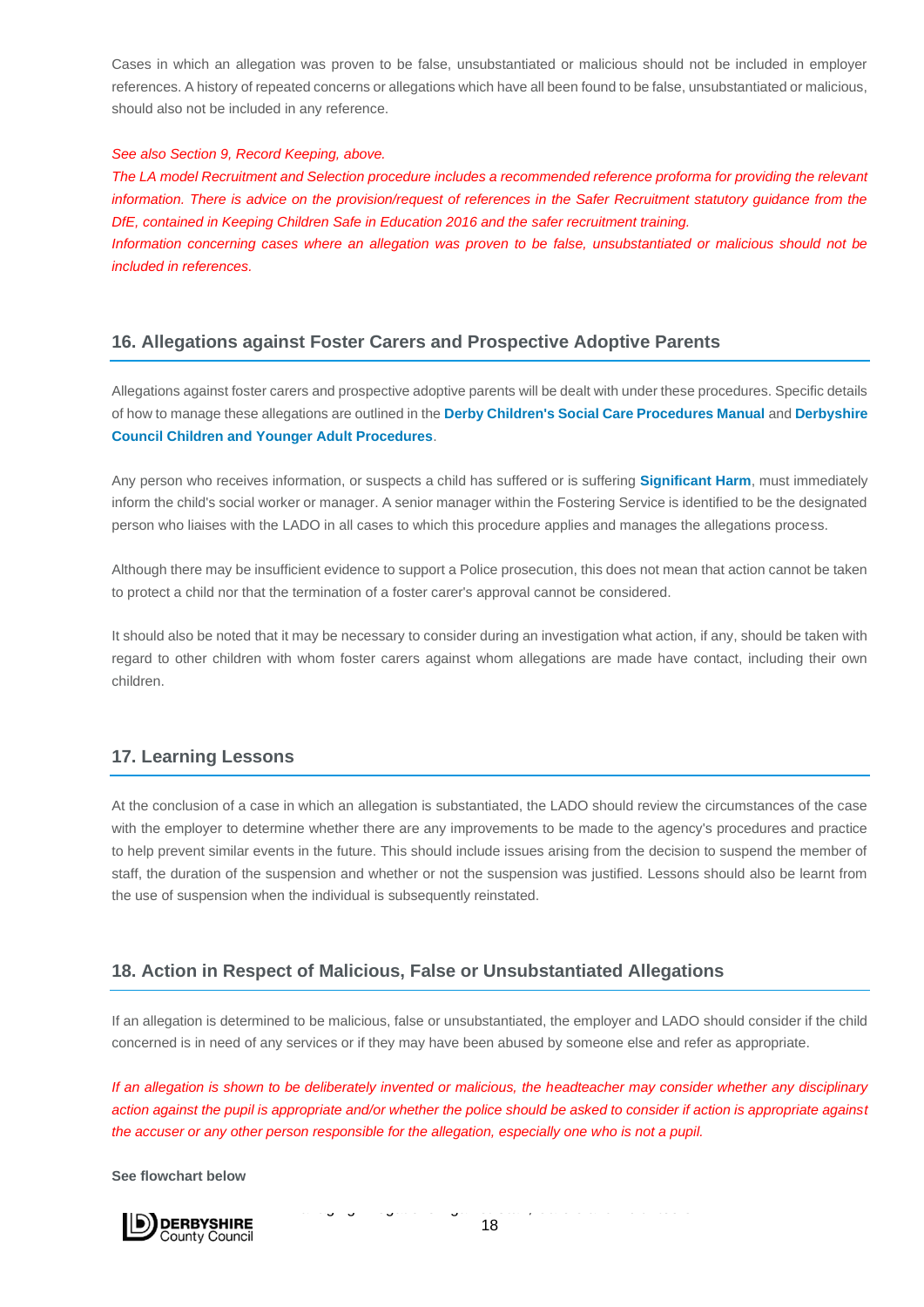Cases in which an allegation was proven to be false, unsubstantiated or malicious should not be included in employer references. A history of repeated concerns or allegations which have all been found to be false, unsubstantiated or malicious, should also not be included in any reference.

*See also Section 9, Record Keeping, above.*

*The LA model Recruitment and Selection procedure includes a recommended reference proforma for providing the relevant information. There is advice on the provision/request of references in the Safer Recruitment statutory guidance from the DfE, contained in Keeping Children Safe in Education 2016 and the safer recruitment training.*

*Information concerning cases where an allegation was proven to be false, unsubstantiated or malicious should not be included in references.*

## 16. Allegations against Foster Carers and Prospective Adoptive Parents

Allegations against foster carers and prospective adoptive parents will be dealt with under these procedures. Specific details of how to manage these allegations are outlined in the **Derby Children's Social Care Procedures Manual** and **Derbyshire Council Children and Younger Adult Procedures**.

Any person who receives information, or suspects a child has suffered or is suffering **Significant Harm**, must immediately inform the child's social worker or manager. A senior manager within the Fostering Service is identified to be the designated person who liaises with the LADO in all cases to which this procedure applies and manages the allegations process.

Although there may be insufficient evidence to support a Police prosecution, this does not mean that action cannot be taken to protect a child nor that the termination of a foster carer's approval cannot be considered.

It should also be noted that it may be necessary to consider during an investigation what action, if any, should be taken with regard to other children with whom foster carers against whom allegations are made have contact, including their own children.

## 17. Learning Lessons

At the conclusion of a case in which an allegation is substantiated, the LADO should review the circumstances of the case with the employer to determine whether there are any improvements to be made to the agency's procedures and practice to help prevent similar events in the future. This should include issues arising from the decision to suspend the member of staff, the duration of the suspension and whether or not the suspension was justified. Lessons should also be learnt from the use of suspension when the individual is subsequently reinstated.

## 18. Action in Respect of Malicious, False or Unsubstantiated Allegations

If an allegation is determined to be malicious, false or unsubstantiated, the employer and LADO should consider if the child concerned is in need of any services or if they may have been abused by someone else and refer as appropriate.

*If an allegation is shown to be deliberately invented or malicious, the headteacher may consider whether any disciplinary action against the pupil is appropriate and/or whether the police should be asked to consider if action is appropriate against the accuser or any other person responsible for the allegation, especially one who is not a pupil.*

**See flowchart below**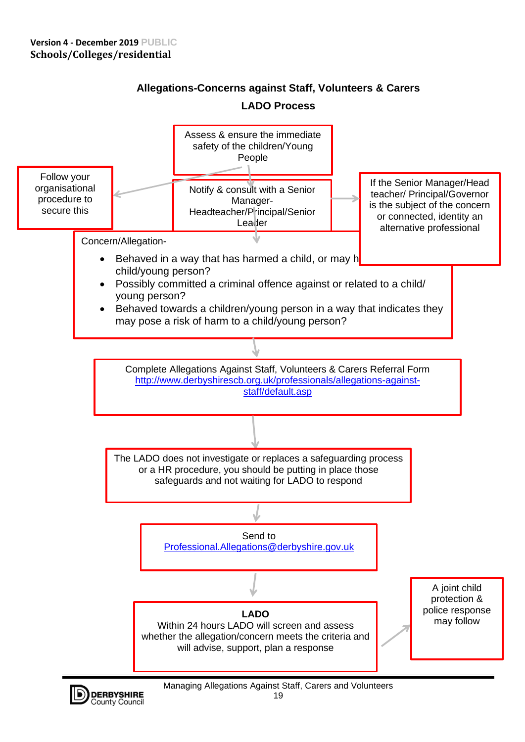Version 4 - December 2019 PUBLIC
Schools/Colleges/residential

## Allegations-Concerns against Staff, Volunteers & Carers

## LADO Process

Assess & ensure the immediate safety of the children/Young People

Follow your organisational procedure to secure this

Notify & consult with a Senior Manager-Headteacher/Principal/Senior Leader

If the Senior Manager/Head teacher/ Principal/Governor is the subject of the concern or connected, identity an alternative professional

Concern/Allegation-

- Behaved in a way that has harmed a child, or may have harmed a child/young person?
- Possibly committed a criminal offence against or related to a child/ young person?
- Behaved towards a children/young person in a way that indicates they may pose a risk of harm to a child/young person?

Complete Allegations Against Staff, Volunteers & Carers Referral Form
http://www.derbyshirescb.org.uk/professionals/allegations-against-staff/default.asp

The LADO does not investigate or replaces a safeguarding process or a HR procedure, you should be putting in place those safeguards and not waiting for LADO to respond

Send to
Professional.Allegations@derbyshire.gov.uk

**LADO**
Within 24 hours LADO will screen and assess whether the allegation/concern meets the criteria and will advise, support, plan a response

A joint child protection & police response may follow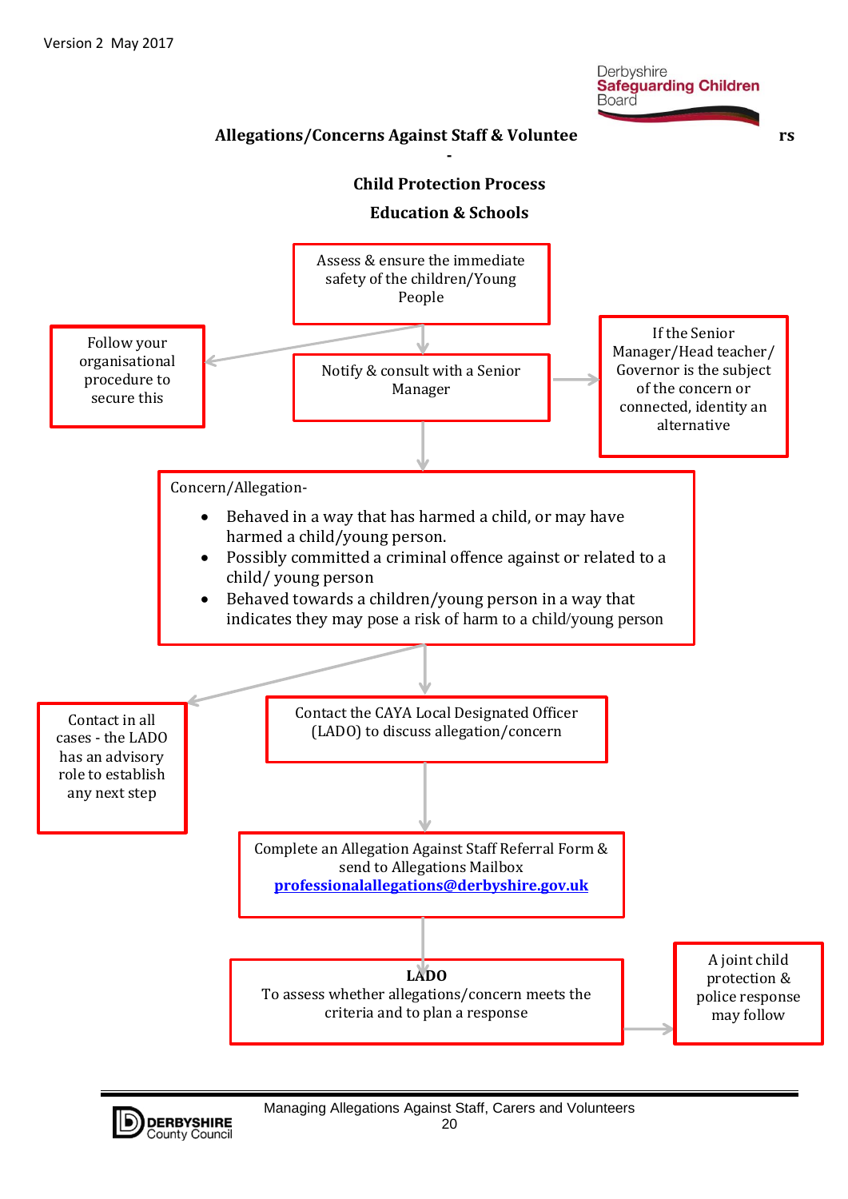Version 2 May 2017

Derbyshire Safeguarding Children Board

## Allegations/Concerns Against Staff & Volunteers -

## Child Protection Process

## Education & Schools

Assess & ensure the immediate safety of the children/Young People

Follow your organisational procedure to secure this

Notify & consult with a Senior Manager

If the Senior Manager/Head teacher/ Governor is the subject of the concern or connected, identity an alternative

Concern/Allegation-

- Behaved in a way that has harmed a child, or may have harmed a child/young person.
- Possibly committed a criminal offence against or related to a child/ young person
- Behaved towards a children/young person in a way that indicates they may pose a risk of harm to a child/young person

Contact in all cases - the LADO has an advisory role to establish any next step

Contact the CAYA Local Designated Officer (LADO) to discuss allegation/concern

Complete an Allegation Against Staff Referral Form & send to Allegations Mailbox **professionalallegations@derbyshire.gov.uk**

**LADO**
To assess whether allegations/concern meets the criteria and to plan a response

A joint child protection & police response may follow

Managing Allegations Against Staff, Carers and Volunteers